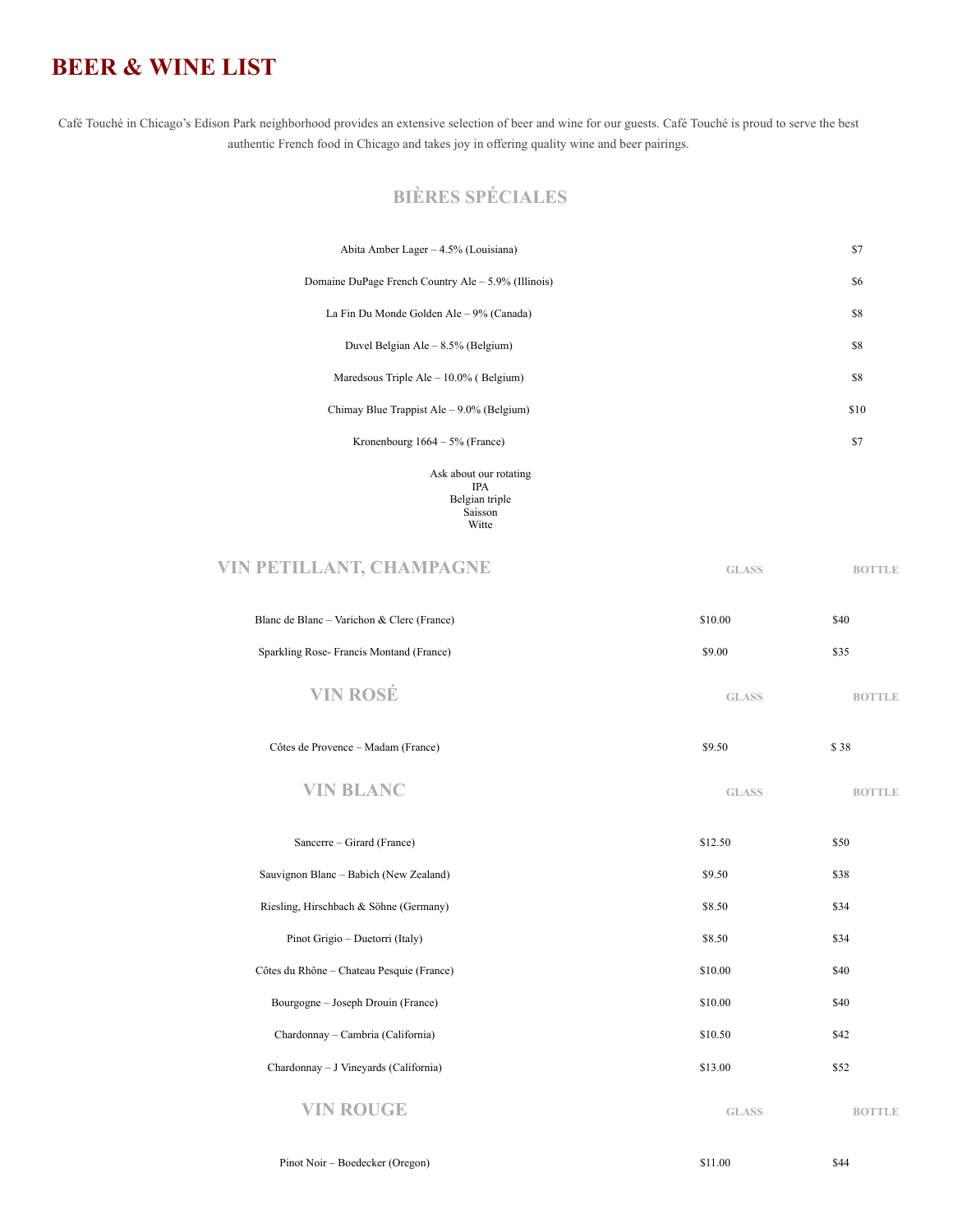# BEER & WINE LIST

Café Touché in Chicago's Edison Park neighborhood provides an extensive selection of beer and wine for our guests. Café Touché is proud to serve the best authentic French food in Chicago and takes joy in offering quality wine and beer pairings.

## BIÈRES SPÉCIALES

| Beer | Price |
|---|---|
| Abita Amber Lager – 4.5% (Louisiana) | $7 |
| Domaine DuPage French Country Ale – 5.9% (Illinois) | $6 |
| La Fin Du Monde Golden Ale – 9% (Canada) | $8 |
| Duvel Belgian Ale – 8.5% (Belgium) | $8 |
| Maredsous Triple Ale – 10.0% ( Belgium) | $8 |
| Chimay Blue Trappist Ale – 9.0% (Belgium) | $10 |
| Kronenbourg 1664 – 5% (France) | $7 |

Ask about our rotating
IPA
Belgian triple
Saisson
Witte

## VIN PETILLANT, CHAMPAGNE

| VIN PETILLANT, CHAMPAGNE | GLASS | BOTTLE |
|---|---|---|
| Blanc de Blanc – Varichon & Clerc (France) | $10.00 | $40 |
| Sparkling Rose- Francis Montand (France) | $9.00 | $35 |

## VIN ROSÉ

| VIN ROSÉ | GLASS | BOTTLE |
|---|---|---|
| Côtes de Provence – Madam (France) | $9.50 | $ 38 |

## VIN BLANC

| VIN BLANC | GLASS | BOTTLE |
|---|---|---|
| Sancerre – Girard (France) | $12.50 | $50 |
| Sauvignon Blanc – Babich (New Zealand) | $9.50 | $38 |
| Riesling, Hirschbach & Söhne (Germany) | $8.50 | $34 |
| Pinot Grigio – Duetorri (Italy) | $8.50 | $34 |
| Côtes du Rhône – Chateau Pesquie (France) | $10.00 | $40 |
| Bourgogne – Joseph Drouin (France) | $10.00 | $40 |
| Chardonnay – Cambria (California) | $10.50 | $42 |
| Chardonnay – J Vineyards (California) | $13.00 | $52 |

## VIN ROUGE

| VIN ROUGE | GLASS | BOTTLE |
|---|---|---|
| Pinot Noir – Boedecker (Oregon) | $11.00 | $44 |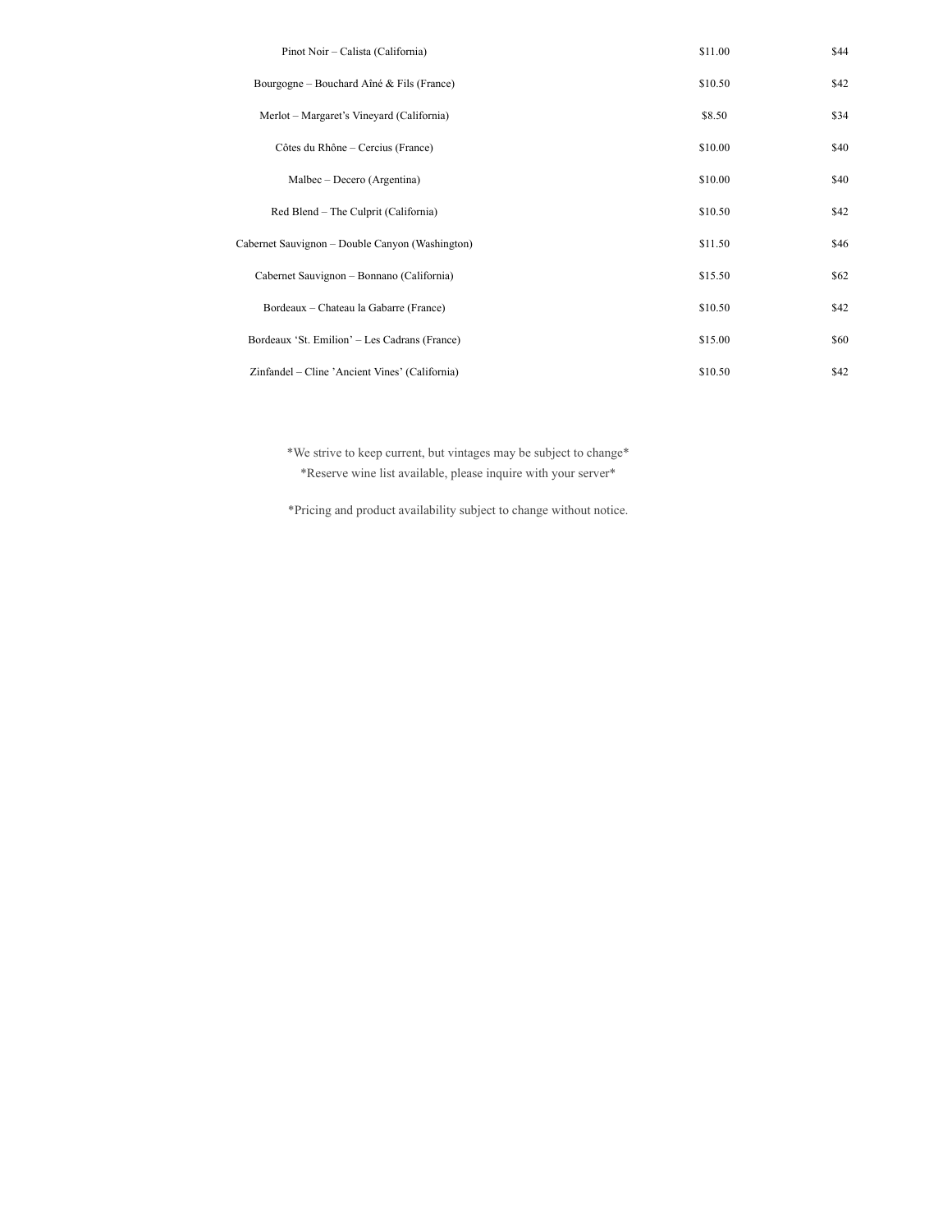| | | |
|---|---|---|
| Pinot Noir – Calista (California) | $11.00 | $44 |
| Bourgogne – Bouchard Aîné & Fils (France) | $10.50 | $42 |
| Merlot – Margaret's Vineyard (California) | $8.50 | $34 |
| Côtes du Rhône – Cercius (France) | $10.00 | $40 |
| Malbec – Decero (Argentina) | $10.00 | $40 |
| Red Blend – The Culprit (California) | $10.50 | $42 |
| Cabernet Sauvignon – Double Canyon (Washington) | $11.50 | $46 |
| Cabernet Sauvignon – Bonnano (California) | $15.50 | $62 |
| Bordeaux – Chateau la Gabarre (France) | $10.50 | $42 |
| Bordeaux 'St. Emilion' – Les Cadrans (France) | $15.00 | $60 |
| Zinfandel – Cline 'Ancient Vines' (California) | $10.50 | $42 |

*We strive to keep current, but vintages may be subject to change*
*Reserve wine list available, please inquire with your server*

*Pricing and product availability subject to change without notice.